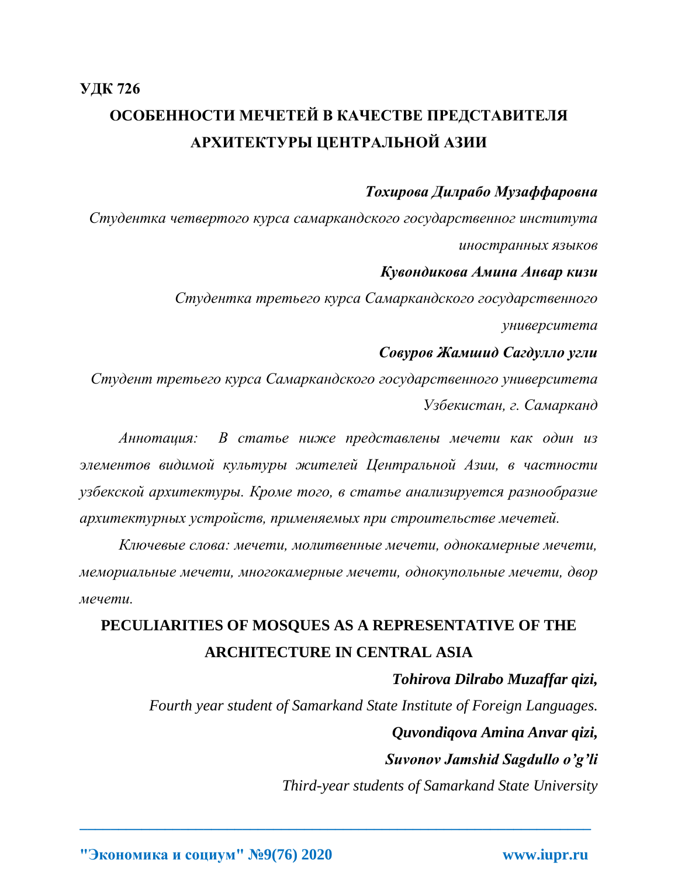**УДК 726**

# ОСОБЕННОСТИ МЕЧЕТЕЙ В КАЧЕСТВЕ ПРЕДСТАВИТЕЛЯ АРХИТЕКТУРЫ ЦЕНТРАЛЬНОЙ АЗИИ

***Тохирова Дилрабо Музаффаровна***

*Студентка четвертого курса самаркандского государственног института иностранных языков*

***Кувондикова Амина Анвар кизи***

*Студентка третьего курса Самаркандского государственного университета*

***Совуров Жамшид Сагдулло угли***

*Студент третьего курса Самаркандского государственного университета Узбекистан, г. Самарканд*

*Аннотация: В статье ниже представлены мечети как один из элементов видимой культуры жителей Центральной Азии, в частности узбекской архитектуры. Кроме того, в статье анализируется разнообразие архитектурных устройств, применяемых при строительстве мечетей.*

*Ключевые слова: мечети, молитвенные мечети, однокамерные мечети, мемориальные мечети, многокамерные мечети, однокупольные мечети, двор мечети.*

# PECULIARITIES OF MOSQUES AS A REPRESENTATIVE OF THE ARCHITECTURE IN CENTRAL ASIA

***Tohirova Dilrabo Muzaffar qizi,***

*Fourth year student of Samarkand State Institute of Foreign Languages.*

***Quvondiqova Amina Anvar qizi,***

***Suvonov Jamshid Sagdullo o'g'li***

*Third-year students of Samarkand State University*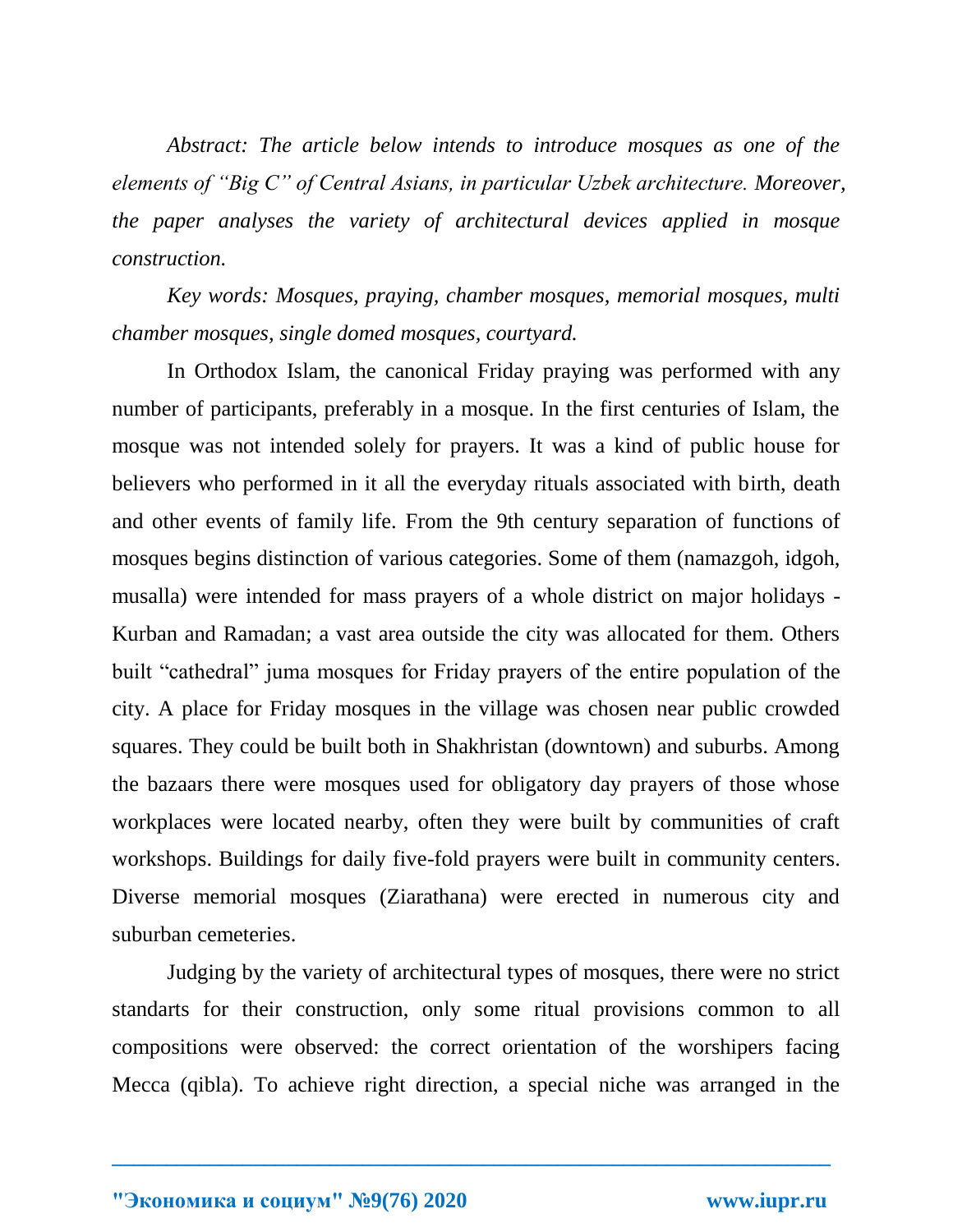*Abstract: The article below intends to introduce mosques as one of the elements of "Big C" of Central Asians, in particular Uzbek architecture. Moreover, the paper analyses the variety of architectural devices applied in mosque construction.*

*Key words: Mosques, praying, chamber mosques, memorial mosques, multi chamber mosques, single domed mosques, courtyard.*

In Orthodox Islam, the canonical Friday praying was performed with any number of participants, preferably in a mosque. In the first centuries of Islam, the mosque was not intended solely for prayers. It was a kind of public house for believers who performed in it all the everyday rituals associated with birth, death and other events of family life. From the 9th century separation of functions of mosques begins distinction of various categories. Some of them (namazgoh, idgoh, musalla) were intended for mass prayers of a whole district on major holidays - Kurban and Ramadan; a vast area outside the city was allocated for them. Others built "cathedral" juma mosques for Friday prayers of the entire population of the city. A place for Friday mosques in the village was chosen near public crowded squares. They could be built both in Shakhristan (downtown) and suburbs. Among the bazaars there were mosques used for obligatory day prayers of those whose workplaces were located nearby, often they were built by communities of craft workshops. Buildings for daily five-fold prayers were built in community centers. Diverse memorial mosques (Ziarathana) were erected in numerous city and suburban cemeteries.

Judging by the variety of architectural types of mosques, there were no strict standarts for their construction, only some ritual provisions common to all compositions were observed: the correct orientation of the worshipers facing Mecca (qibla). To achieve right direction, a special niche was arranged in the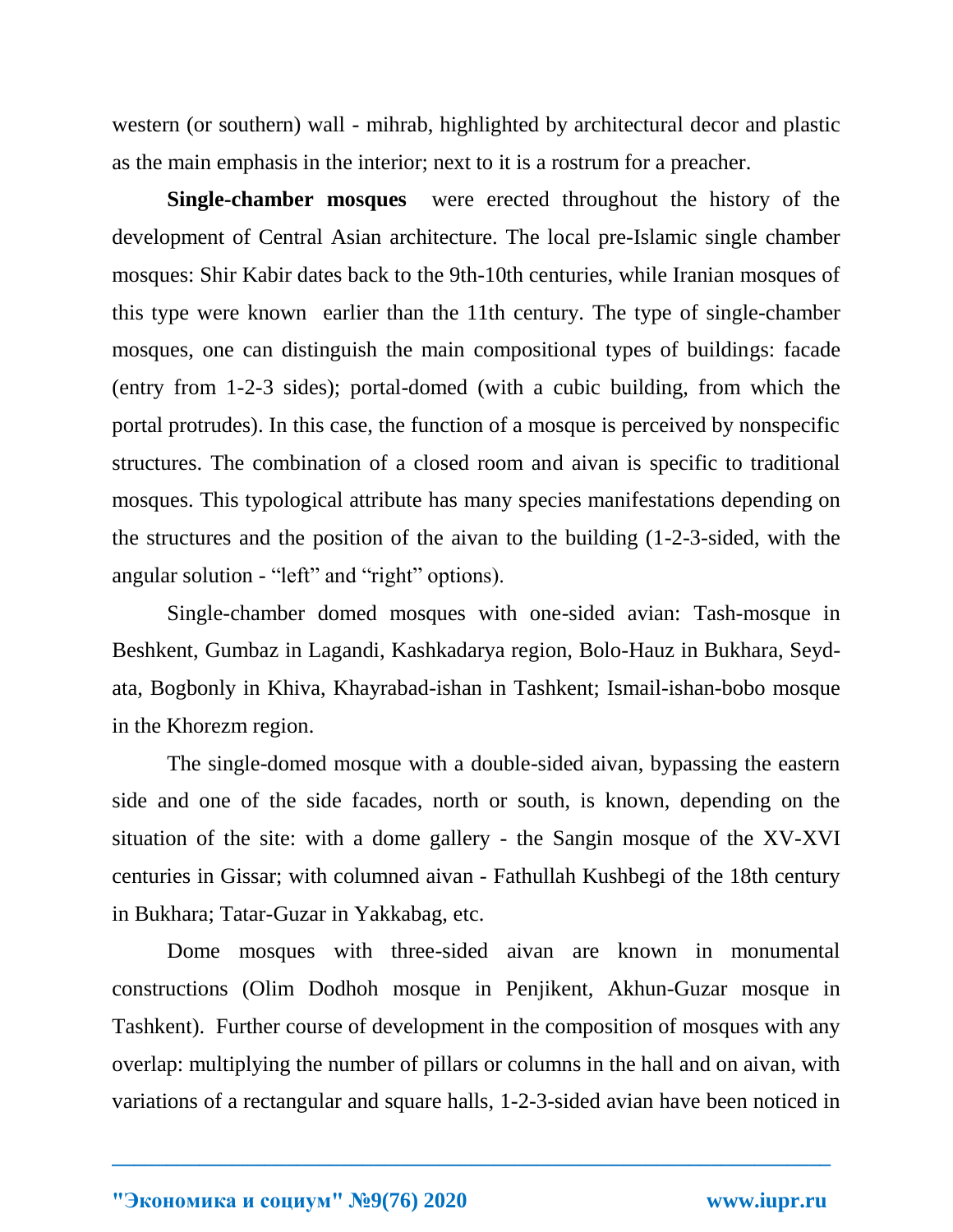western (or southern) wall - mihrab, highlighted by architectural decor and plastic as the main emphasis in the interior; next to it is a rostrum for a preacher.

**Single-chamber mosques** were erected throughout the history of the development of Central Asian architecture. The local pre-Islamic single chamber mosques: Shir Kabir dates back to the 9th-10th centuries, while Iranian mosques of this type were known earlier than the 11th century. The type of single-chamber mosques, one can distinguish the main compositional types of buildings: facade (entry from 1-2-3 sides); portal-domed (with a cubic building, from which the portal protrudes). In this case, the function of a mosque is perceived by nonspecific structures. The combination of a closed room and aivan is specific to traditional mosques. This typological attribute has many species manifestations depending on the structures and the position of the aivan to the building (1-2-3-sided, with the angular solution - "left" and "right" options).

Single-chamber domed mosques with one-sided avian: Tash-mosque in Beshkent, Gumbaz in Lagandi, Kashkadarya region, Bolo-Hauz in Bukhara, Seyd-ata, Bogbonly in Khiva, Khayrabad-ishan in Tashkent; Ismail-ishan-bobo mosque in the Khorezm region.

The single-domed mosque with a double-sided aivan, bypassing the eastern side and one of the side facades, north or south, is known, depending on the situation of the site: with a dome gallery - the Sangin mosque of the XV-XVI centuries in Gissar; with columned aivan - Fathullah Kushbegi of the 18th century in Bukhara; Tatar-Guzar in Yakkabag, etc.

Dome mosques with three-sided aivan are known in monumental constructions (Olim Dodhoh mosque in Penjikent, Akhun-Guzar mosque in Tashkent). Further course of development in the composition of mosques with any overlap: multiplying the number of pillars or columns in the hall and on aivan, with variations of a rectangular and square halls, 1-2-3-sided avian have been noticed in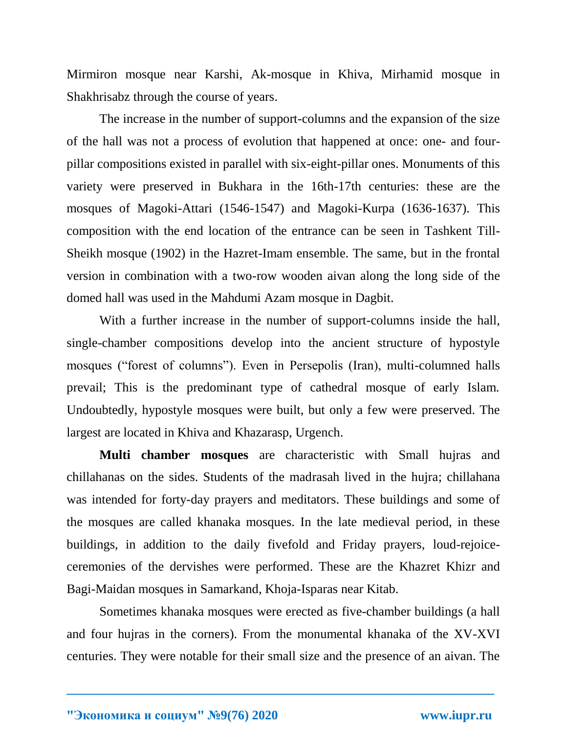Mirmiron mosque near Karshi, Ak-mosque in Khiva, Mirhamid mosque in Shakhrisabz through the course of years.

The increase in the number of support-columns and the expansion of the size of the hall was not a process of evolution that happened at once: one- and four-pillar compositions existed in parallel with six-eight-pillar ones. Monuments of this variety were preserved in Bukhara in the 16th-17th centuries: these are the mosques of Magoki-Attari (1546-1547) and Magoki-Kurpa (1636-1637). This composition with the end location of the entrance can be seen in Tashkent Till-Sheikh mosque (1902) in the Hazret-Imam ensemble. The same, but in the frontal version in combination with a two-row wooden aivan along the long side of the domed hall was used in the Mahdumi Azam mosque in Dagbit.

With a further increase in the number of support-columns inside the hall, single-chamber compositions develop into the ancient structure of hypostyle mosques ("forest of columns"). Even in Persepolis (Iran), multi-columned halls prevail; This is the predominant type of cathedral mosque of early Islam. Undoubtedly, hypostyle mosques were built, but only a few were preserved. The largest are located in Khiva and Khazarasp, Urgench.

**Multi chamber mosques** are characteristic with Small hujras and chillahanas on the sides. Students of the madrasah lived in the hujra; chillahana was intended for forty-day prayers and meditators. These buildings and some of the mosques are called khanaka mosques. In the late medieval period, in these buildings, in addition to the daily fivefold and Friday prayers, loud-rejoice-ceremonies of the dervishes were performed. These are the Khazret Khizr and Bagi-Maidan mosques in Samarkand, Khoja-Isparas near Kitab.

Sometimes khanaka mosques were erected as five-chamber buildings (a hall and four hujras in the corners). From the monumental khanaka of the XV-XVI centuries. They were notable for their small size and the presence of an aivan. The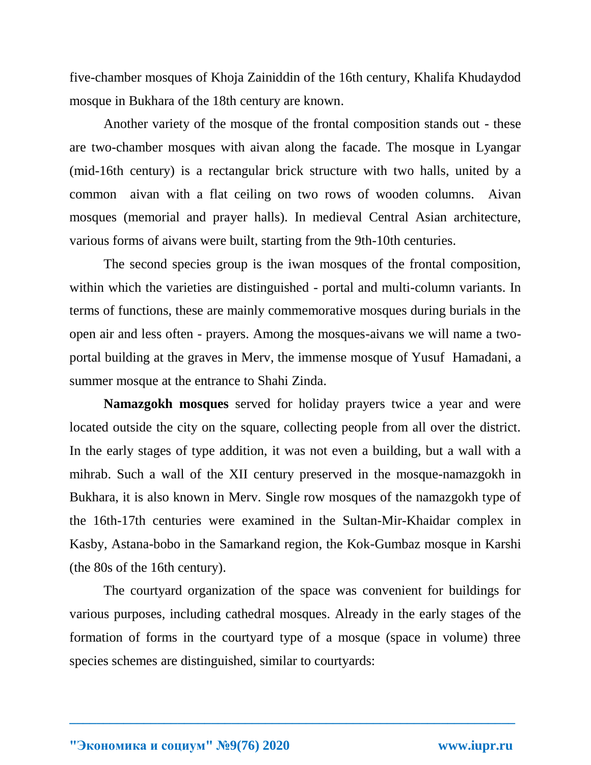five-chamber mosques of Khoja Zainiddin of the 16th century, Khalifa Khudaydod mosque in Bukhara of the 18th century are known.

Another variety of the mosque of the frontal composition stands out - these are two-chamber mosques with aivan along the facade. The mosque in Lyangar (mid-16th century) is a rectangular brick structure with two halls, united by a common aivan with a flat ceiling on two rows of wooden columns. Aivan mosques (memorial and prayer halls). In medieval Central Asian architecture, various forms of aivans were built, starting from the 9th-10th centuries.

The second species group is the iwan mosques of the frontal composition, within which the varieties are distinguished - portal and multi-column variants. In terms of functions, these are mainly commemorative mosques during burials in the open air and less often - prayers. Among the mosques-aivans we will name a two-portal building at the graves in Merv, the immense mosque of Yusuf Hamadani, a summer mosque at the entrance to Shahi Zinda.

**Namazgokh mosques** served for holiday prayers twice a year and were located outside the city on the square, collecting people from all over the district. In the early stages of type addition, it was not even a building, but a wall with a mihrab. Such a wall of the XII century preserved in the mosque-namazgokh in Bukhara, it is also known in Merv. Single row mosques of the namazgokh type of the 16th-17th centuries were examined in the Sultan-Mir-Khaidar complex in Kasby, Astana-bobo in the Samarkand region, the Kok-Gumbaz mosque in Karshi (the 80s of the 16th century).

The courtyard organization of the space was convenient for buildings for various purposes, including cathedral mosques. Already in the early stages of the formation of forms in the courtyard type of a mosque (space in volume) three species schemes are distinguished, similar to courtyards: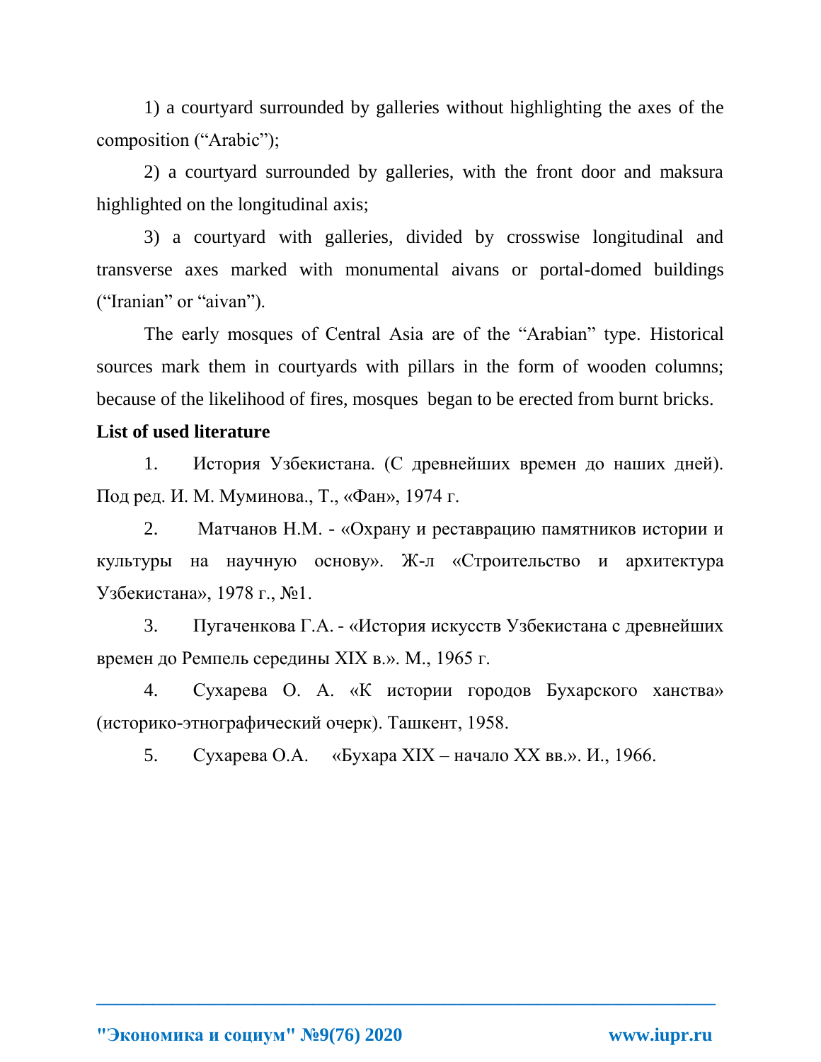1) a courtyard surrounded by galleries without highlighting the axes of the composition ("Arabic");

2) a courtyard surrounded by galleries, with the front door and maksura highlighted on the longitudinal axis;

3) a courtyard with galleries, divided by crosswise longitudinal and transverse axes marked with monumental aivans or portal-domed buildings ("Iranian" or "aivan").

The early mosques of Central Asia are of the "Arabian" type. Historical sources mark them in courtyards with pillars in the form of wooden columns; because of the likelihood of fires, mosques began to be erected from burnt bricks.

**List of used literature**

1. История Узбекистана. (С древнейших времен до наших дней). Под ред. И. М. Муминова., Т., «Фан», 1974 г.
2. Матчанов Н.М. - «Охрану и реставрацию памятников истории и культуры на научную основу». Ж-л «Строительство и архитектура Узбекистана», 1978 г., №1.
3. Пугаченкова Г.А. - «История искусств Узбекистана с древнейших времен до Ремпель середины XIX в.». М., 1965 г.
4. Сухарева О. А. «К истории городов Бухарского ханства» (историко-этнографический очерк). Ташкент, 1958.
5. Сухарева О.А. «Бухара XIX – начало XX вв.». И., 1966.